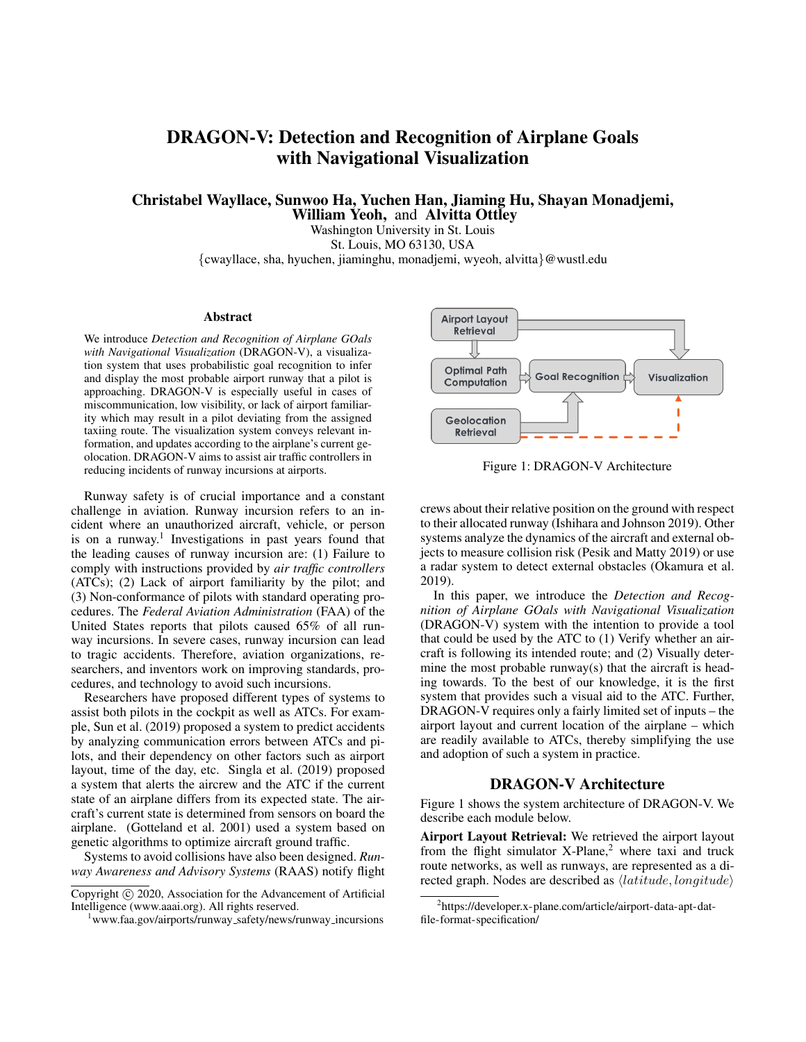# DRAGON-V: Detection and Recognition of Airplane Goals with Navigational Visualization

**Christabel Wayllace, Sunwoo Ha, Yuchen Han, Jiaming Hu, Shayan Monadjemi, William Yeoh,** and **Alvitta Ottley**

Washington University in St. Louis
St. Louis, MO 63130, USA
{cwayllace, sha, hyuchen, jiaminghu, monadjemi, wyeoh, alvitta}@wustl.edu

## Abstract

We introduce *Detection and Recognition of Airplane GOals with Navigational Visualization* (DRAGON-V), a visualization system that uses probabilistic goal recognition to infer and display the most probable airport runway that a pilot is approaching. DRAGON-V is especially useful in cases of miscommunication, low visibility, or lack of airport familiarity which may result in a pilot deviating from the assigned taxiing route. The visualization system conveys relevant information, and updates according to the airplane's current geolocation. DRAGON-V aims to assist air traffic controllers in reducing incidents of runway incursions at airports.

Runway safety is of crucial importance and a constant challenge in aviation. Runway incursion refers to an incident where an unauthorized aircraft, vehicle, or person is on a runway.[1] Investigations in past years found that the leading causes of runway incursion are: (1) Failure to comply with instructions provided by *air traffic controllers* (ATCs); (2) Lack of airport familiarity by the pilot; and (3) Non-conformance of pilots with standard operating procedures. The *Federal Aviation Administration* (FAA) of the United States reports that pilots caused 65% of all runway incursions. In severe cases, runway incursion can lead to tragic accidents. Therefore, aviation organizations, researchers, and inventors work on improving standards, procedures, and technology to avoid such incursions.

Researchers have proposed different types of systems to assist both pilots in the cockpit as well as ATCs. For example, Sun et al. (2019) proposed a system to predict accidents by analyzing communication errors between ATCs and pilots, and their dependency on other factors such as airport layout, time of the day, etc. Singla et al. (2019) proposed a system that alerts the airplane and the ATC if the current state of an airplane differs from its expected state. The aircraft's current state is determined from sensors on board the airplane. (Gotteland et al. 2001) used a system based on genetic algorithms to optimize aircraft ground traffic.

Systems to avoid collisions have also been designed. *Runway Awareness and Advisory Systems* (RAAS) notify flight crews about their relative position on the ground with respect to their allocated runway (Ishihara and Johnson 2019). Other systems analyze the dynamics of the aircraft and external objects to measure collision risk (Pesik and Matty 2019) or use a radar system to detect external obstacles (Okamura et al. 2019).

In this paper, we introduce the *Detection and Recognition of Airplane GOals with Navigational Visualization* (DRAGON-V) system with the intention to provide a tool that could be used by the ATC to (1) Verify whether an aircraft is following its intended route; and (2) Visually determine the most probable runway(s) that the aircraft is heading towards. To the best of our knowledge, it is the first system that provides such a visual aid to the ATC. Further, DRAGON-V requires only a fairly limited set of inputs – the airport layout and current location of the airplane – which are readily available to ATCs, thereby simplifying the use and adoption of such a system in practice.

Airport Layout Retrieval → Visualization; Optimal Path Computation → Goal Recognition → Visualization; Geolocation Retrieval → Goal Recognition; Geolocation Retrieval ⇢ Visualization

Figure 1: DRAGON-V Architecture

## DRAGON-V Architecture

Figure 1 shows the system architecture of DRAGON-V. We describe each module below.

**Airport Layout Retrieval:** We retrieved the airport layout from the flight simulator X-Plane,[2] where taxi and truck route networks, as well as runways, are represented as a directed graph. Nodes are described as $\langle latitude, longitude \rangle$

Copyright © 2020, Association for the Advancement of Artificial Intelligence (www.aaai.org). All rights reserved.

[1] www.faa.gov/airports/runway_safety/news/runway_incursions

[2] https://developer.x-plane.com/article/airport-data-apt-dat-file-format-specification/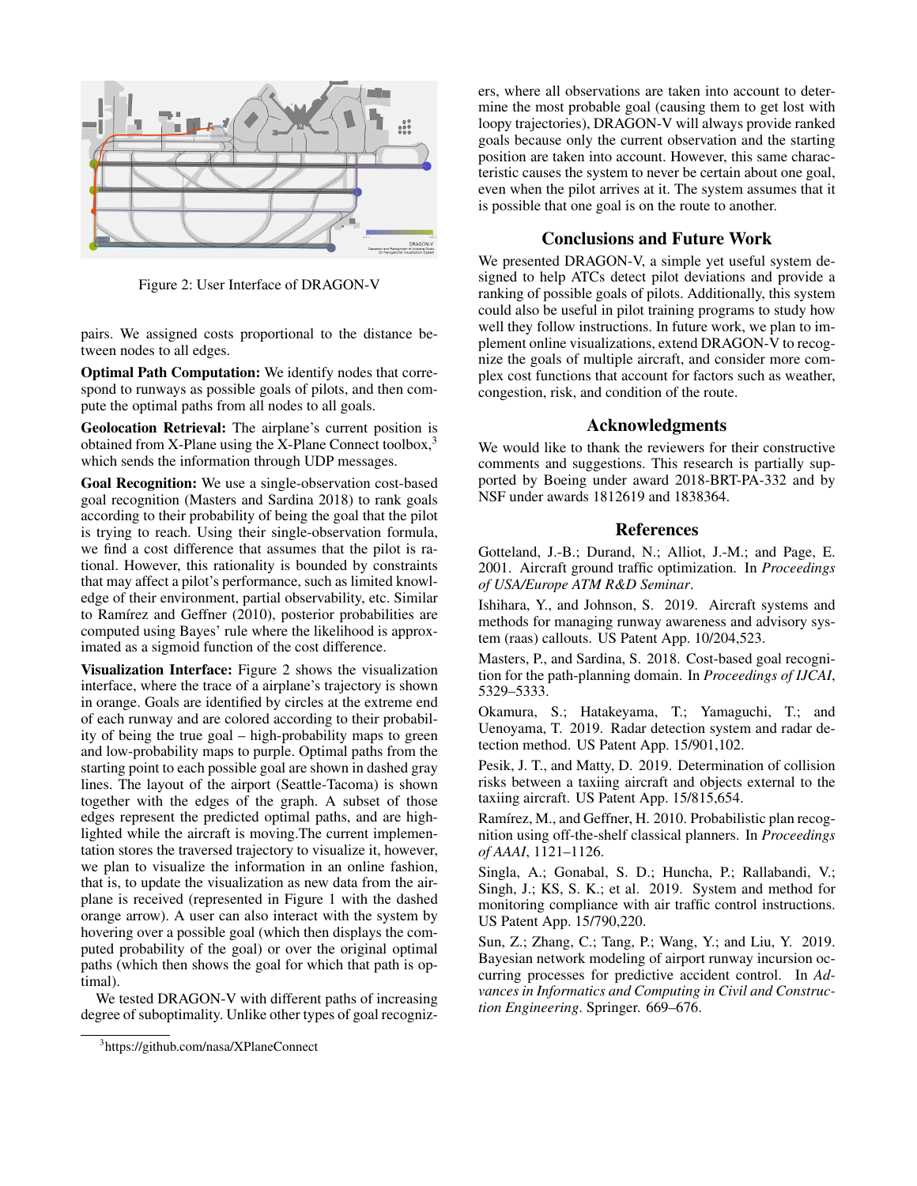Figure 2: User Interface of DRAGON-V

pairs. We assigned costs proportional to the distance between nodes to all edges.

**Optimal Path Computation:** We identify nodes that correspond to runways as possible goals of pilots, and then compute the optimal paths from all nodes to all goals.

**Geolocation Retrieval:** The airplane's current position is obtained from X-Plane using the X-Plane Connect toolbox,[3] which sends the information through UDP messages.

**Goal Recognition:** We use a single-observation cost-based goal recognition (Masters and Sardina 2018) to rank goals according to their probability of being the goal that the pilot is trying to reach. Using their single-observation formula, we find a cost difference that assumes that the pilot is rational. However, this rationality is bounded by constraints that may affect a pilot's performance, such as limited knowledge of their environment, partial observability, etc. Similar to Ramírez and Geffner (2010), posterior probabilities are computed using Bayes' rule where the likelihood is approximated as a sigmoid function of the cost difference.

**Visualization Interface:** Figure 2 shows the visualization interface, where the trace of a airplane's trajectory is shown in orange. Goals are identified by circles at the extreme end of each runway and are colored according to their probability of being the true goal – high-probability maps to green and low-probability maps to purple. Optimal paths from the starting point to each possible goal are shown in dashed gray lines. The layout of the airport (Seattle-Tacoma) is shown together with the edges of the graph. A subset of those edges represent the predicted optimal paths, and are highlighted while the aircraft is moving.The current implementation stores the traversed trajectory to visualize it, however, we plan to visualize the information in an online fashion, that is, to update the visualization as new data from the airplane is received (represented in Figure 1 with the dashed orange arrow). A user can also interact with the system by hovering over a possible goal (which then displays the computed probability of the goal) or over the original optimal paths (which then shows the goal for which that path is optimal).

We tested DRAGON-V with different paths of increasing degree of suboptimality. Unlike other types of goal recognizers, where all observations are taken into account to determine the most probable goal (causing them to get lost with loopy trajectories), DRAGON-V will always provide ranked goals because only the current observation and the starting position are taken into account. However, this same characteristic causes the system to never be certain about one goal, even when the pilot arrives at it. The system assumes that it is possible that one goal is on the route to another.

[3] https://github.com/nasa/XPlaneConnect

## Conclusions and Future Work

We presented DRAGON-V, a simple yet useful system designed to help ATCs detect pilot deviations and provide a ranking of possible goals of pilots. Additionally, this system could also be useful in pilot training programs to study how well they follow instructions. In future work, we plan to implement online visualizations, extend DRAGON-V to recognize the goals of multiple aircraft, and consider more complex cost functions that account for factors such as weather, congestion, risk, and condition of the route.

## Acknowledgments

We would like to thank the reviewers for their constructive comments and suggestions. This research is partially supported by Boeing under award 2018-BRT-PA-332 and by NSF under awards 1812619 and 1838364.

## References

Gotteland, J.-B.; Durand, N.; Alliot, J.-M.; and Page, E. 2001. Aircraft ground traffic optimization. In *Proceedings of USA/Europe ATM R&D Seminar*.

Ishihara, Y., and Johnson, S. 2019. Aircraft systems and methods for managing runway awareness and advisory system (raas) callouts. US Patent App. 10/204,523.

Masters, P., and Sardina, S. 2018. Cost-based goal recognition for the path-planning domain. In *Proceedings of IJCAI*, 5329–5333.

Okamura, S.; Hatakeyama, T.; Yamaguchi, T.; and Uenoyama, T. 2019. Radar detection system and radar detection method. US Patent App. 15/901,102.

Pesik, J. T., and Matty, D. 2019. Determination of collision risks between a taxiing aircraft and objects external to the taxiing aircraft. US Patent App. 15/815,654.

Ramírez, M., and Geffner, H. 2010. Probabilistic plan recognition using off-the-shelf classical planners. In *Proceedings of AAAI*, 1121–1126.

Singla, A.; Gonabal, S. D.; Huncha, P.; Rallabandi, V.; Singh, J.; KS, S. K.; et al. 2019. System and method for monitoring compliance with air traffic control instructions. US Patent App. 15/790,220.

Sun, Z.; Zhang, C.; Tang, P.; Wang, Y.; and Liu, Y. 2019. Bayesian network modeling of airport runway incursion occurring processes for predictive accident control. In *Advances in Informatics and Computing in Civil and Construction Engineering*. Springer. 669–676.